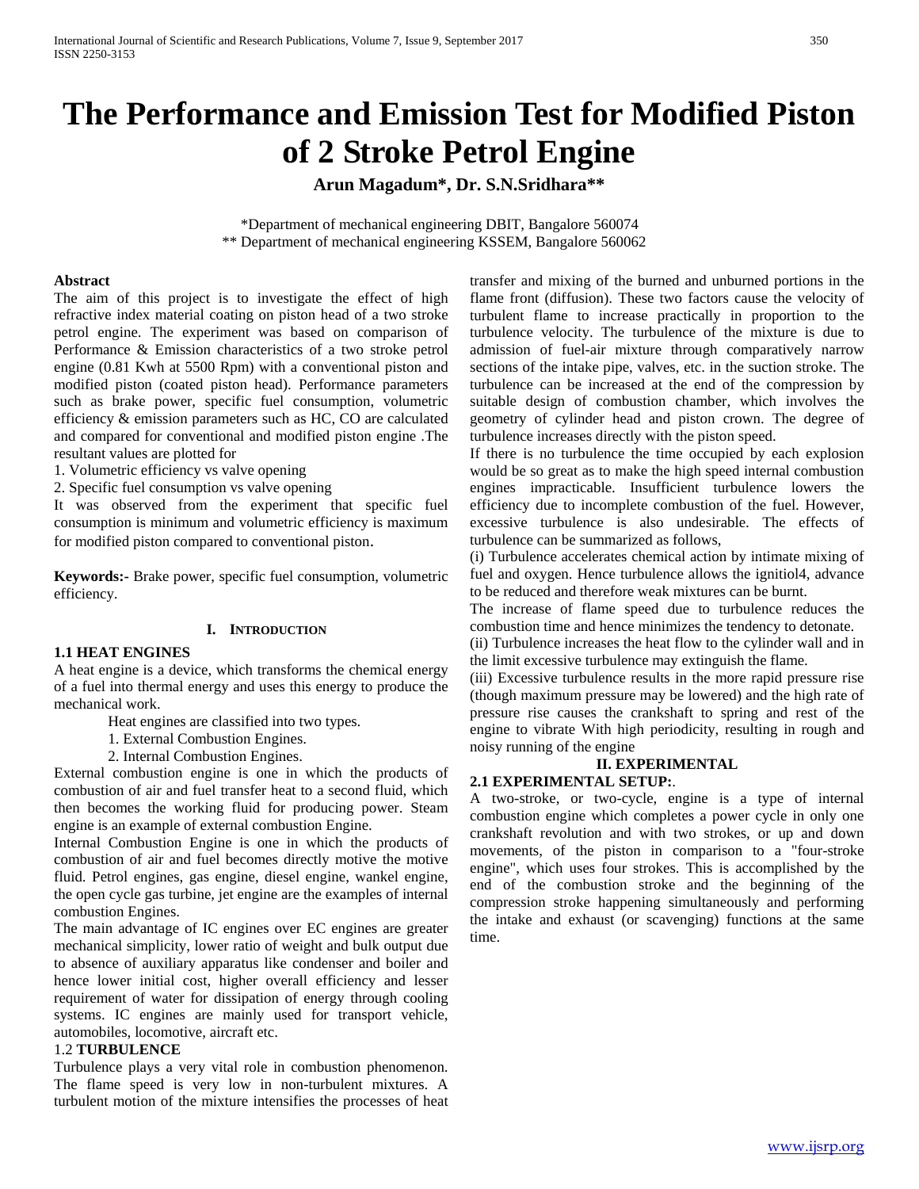# The Performance and Emission Test for Modified Piston of 2 Stroke Petrol Engine

**Arun Magadum*, Dr. S.N.Sridhara****

*Department of mechanical engineering DBIT, Bangalore 560074
** Department of mechanical engineering KSSEM, Bangalore 560062

**Abstract**

The aim of this project is to investigate the effect of high refractive index material coating on piston head of a two stroke petrol engine. The experiment was based on comparison of Performance & Emission characteristics of a two stroke petrol engine (0.81 Kwh at 5500 Rpm) with a conventional piston and modified piston (coated piston head). Performance parameters such as brake power, specific fuel consumption, volumetric efficiency & emission parameters such as HC, CO are calculated and compared for conventional and modified piston engine .The resultant values are plotted for

1. Volumetric efficiency vs valve opening
2. Specific fuel consumption vs valve opening

It was observed from the experiment that specific fuel consumption is minimum and volumetric efficiency is maximum for modified piston compared to conventional piston.

**Keywords:-** Brake power, specific fuel consumption, volumetric efficiency.

## I. Introduction

### 1.1 HEAT ENGINES

A heat engine is a device, which transforms the chemical energy of a fuel into thermal energy and uses this energy to produce the mechanical work.

Heat engines are classified into two types.

1. External Combustion Engines.
2. Internal Combustion Engines.

External combustion engine is one in which the products of combustion of air and fuel transfer heat to a second fluid, which then becomes the working fluid for producing power. Steam engine is an example of external combustion Engine.

Internal Combustion Engine is one in which the products of combustion of air and fuel becomes directly motive the motive fluid. Petrol engines, gas engine, diesel engine, wankel engine, the open cycle gas turbine, jet engine are the examples of internal combustion Engines.

The main advantage of IC engines over EC engines are greater mechanical simplicity, lower ratio of weight and bulk output due to absence of auxiliary apparatus like condenser and boiler and hence lower initial cost, higher overall efficiency and lesser requirement of water for dissipation of energy through cooling systems. IC engines are mainly used for transport vehicle, automobiles, locomotive, aircraft etc.

### 1.2 TURBULENCE

Turbulence plays a very vital role in combustion phenomenon. The flame speed is very low in non-turbulent mixtures. A turbulent motion of the mixture intensifies the processes of heat transfer and mixing of the burned and unburned portions in the flame front (diffusion). These two factors cause the velocity of turbulent flame to increase practically in proportion to the turbulence velocity. The turbulence of the mixture is due to admission of fuel-air mixture through comparatively narrow sections of the intake pipe, valves, etc. in the suction stroke. The turbulence can be increased at the end of the compression by suitable design of combustion chamber, which involves the geometry of cylinder head and piston crown. The degree of turbulence increases directly with the piston speed.

If there is no turbulence the time occupied by each explosion would be so great as to make the high speed internal combustion engines impracticable. Insufficient turbulence lowers the efficiency due to incomplete combustion of the fuel. However, excessive turbulence is also undesirable. The effects of turbulence can be summarized as follows,

(i) Turbulence accelerates chemical action by intimate mixing of fuel and oxygen. Hence turbulence allows the ignitiol4, advance to be reduced and therefore weak mixtures can be burnt.

The increase of flame speed due to turbulence reduces the combustion time and hence minimizes the tendency to detonate.

(ii) Turbulence increases the heat flow to the cylinder wall and in the limit excessive turbulence may extinguish the flame.

(iii) Excessive turbulence results in the more rapid pressure rise (though maximum pressure may be lowered) and the high rate of pressure rise causes the crankshaft to spring and rest of the engine to vibrate With high periodicity, resulting in rough and noisy running of the engine

## II. EXPERIMENTAL

### 2.1 EXPERIMENTAL SETUP:.

A two-stroke, or two-cycle, engine is a type of internal combustion engine which completes a power cycle in only one crankshaft revolution and with two strokes, or up and down movements, of the piston in comparison to a "four-stroke engine", which uses four strokes. This is accomplished by the end of the combustion stroke and the beginning of the compression stroke happening simultaneously and performing the intake and exhaust (or scavenging) functions at the same time.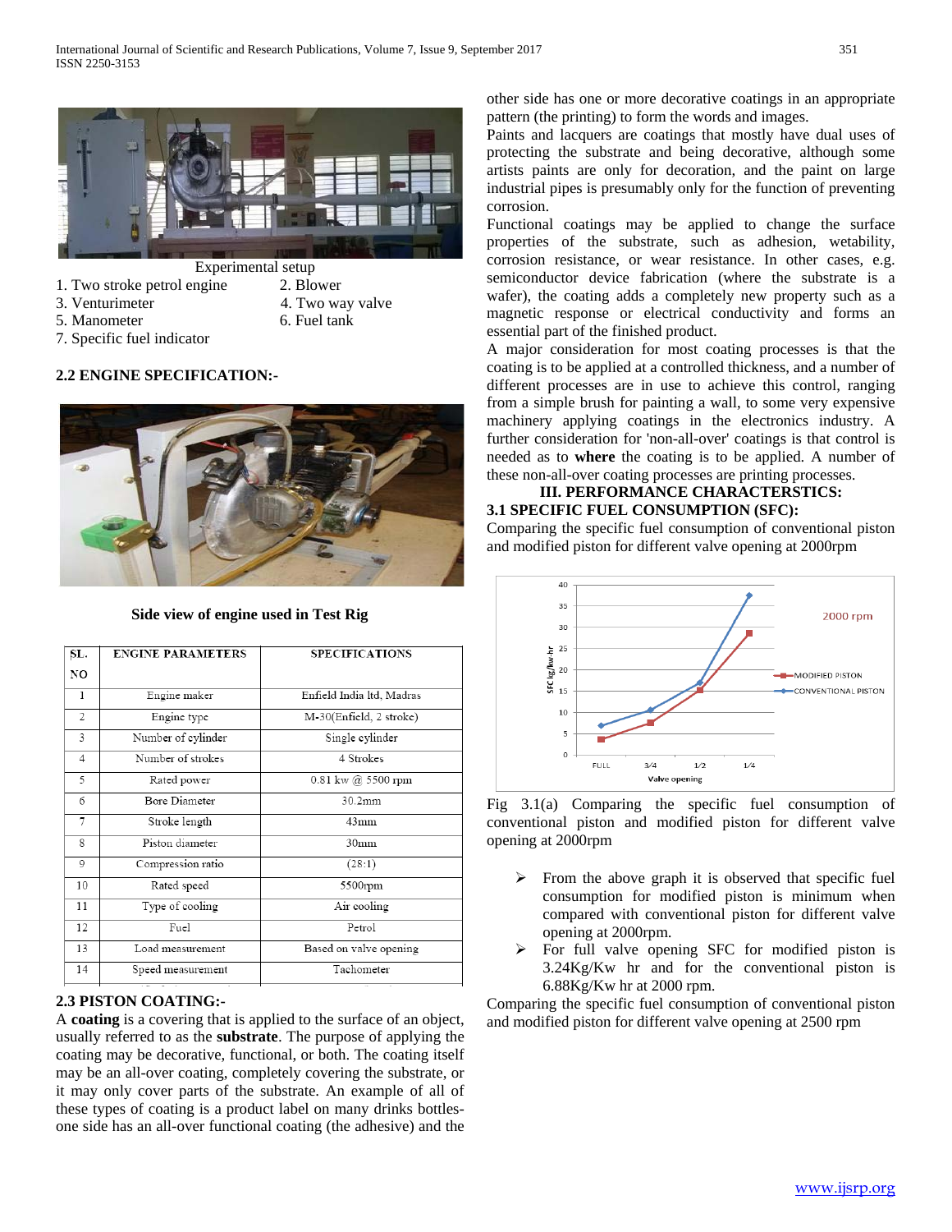Experimental setup

1. Two stroke petrol engine
2. Blower
3. Venturimeter
4. Two way valve
5. Manometer
6. Fuel tank
7. Specific fuel indicator

## 2.2 ENGINE SPECIFICATION:-

**Side view of engine used in Test Rig**

| SL. NO | ENGINE PARAMETERS | SPECIFICATIONS |
|---|---|---|
| 1 | Engine maker | Enfield India ltd, Madras |
| 2 | Engine type | M-30(Enfield, 2 stroke) |
| 3 | Number of cylinder | Single cylinder |
| 4 | Number of strokes | 4 Strokes |
| 5 | Rated power | 0.81 kw @ 5500 rpm |
| 6 | Bore Diameter | 30.2mm |
| 7 | Stroke length | 43mm |
| 8 | Piston diameter | 30mm |
| 9 | Compression ratio | (28:1) |
| 10 | Rated speed | 5500rpm |
| 11 | Type of cooling | Air cooling |
| 12 | Fuel | Petrol |
| 13 | Load measurement | Based on valve opening |
| 14 | Speed measurement | Tachometer |

## 2.3 PISTON COATING:-

A **coating** is a covering that is applied to the surface of an object, usually referred to as the **substrate**. The purpose of applying the coating may be decorative, functional, or both. The coating itself may be an all-over coating, completely covering the substrate, or it may only cover parts of the substrate. An example of all of these types of coating is a product label on many drinks bottles- one side has an all-over functional coating (the adhesive) and the other side has one or more decorative coatings in an appropriate pattern (the printing) to form the words and images.

Paints and lacquers are coatings that mostly have dual uses of protecting the substrate and being decorative, although some artists paints are only for decoration, and the paint on large industrial pipes is presumably only for the function of preventing corrosion.

Functional coatings may be applied to change the surface properties of the substrate, such as adhesion, wetability, corrosion resistance, or wear resistance. In other cases, e.g. semiconductor device fabrication (where the substrate is a wafer), the coating adds a completely new property such as a magnetic response or electrical conductivity and forms an essential part of the finished product.

A major consideration for most coating processes is that the coating is to be applied at a controlled thickness, and a number of different processes are in use to achieve this control, ranging from a simple brush for painting a wall, to some very expensive machinery applying coatings in the electronics industry. A further consideration for 'non-all-over' coatings is that control is needed as to **where** the coating is to be applied. A number of these non-all-over coating processes are printing processes.

# III. PERFORMANCE CHARACTERSTICS:

## 3.1 SPECIFIC FUEL CONSUMPTION (SFC):

Comparing the specific fuel consumption of conventional piston and modified piston for different valve opening at 2000rpm

Fig 3.1(a) Comparing the specific fuel consumption of conventional piston and modified piston for different valve opening at 2000rpm

- From the above graph it is observed that specific fuel consumption for modified piston is minimum when compared with conventional piston for different valve opening at 2000rpm.
- For full valve opening SFC for modified piston is 3.24Kg/Kw hr and for the conventional piston is 6.88Kg/Kw hr at 2000 rpm.

Comparing the specific fuel consumption of conventional piston and modified piston for different valve opening at 2500 rpm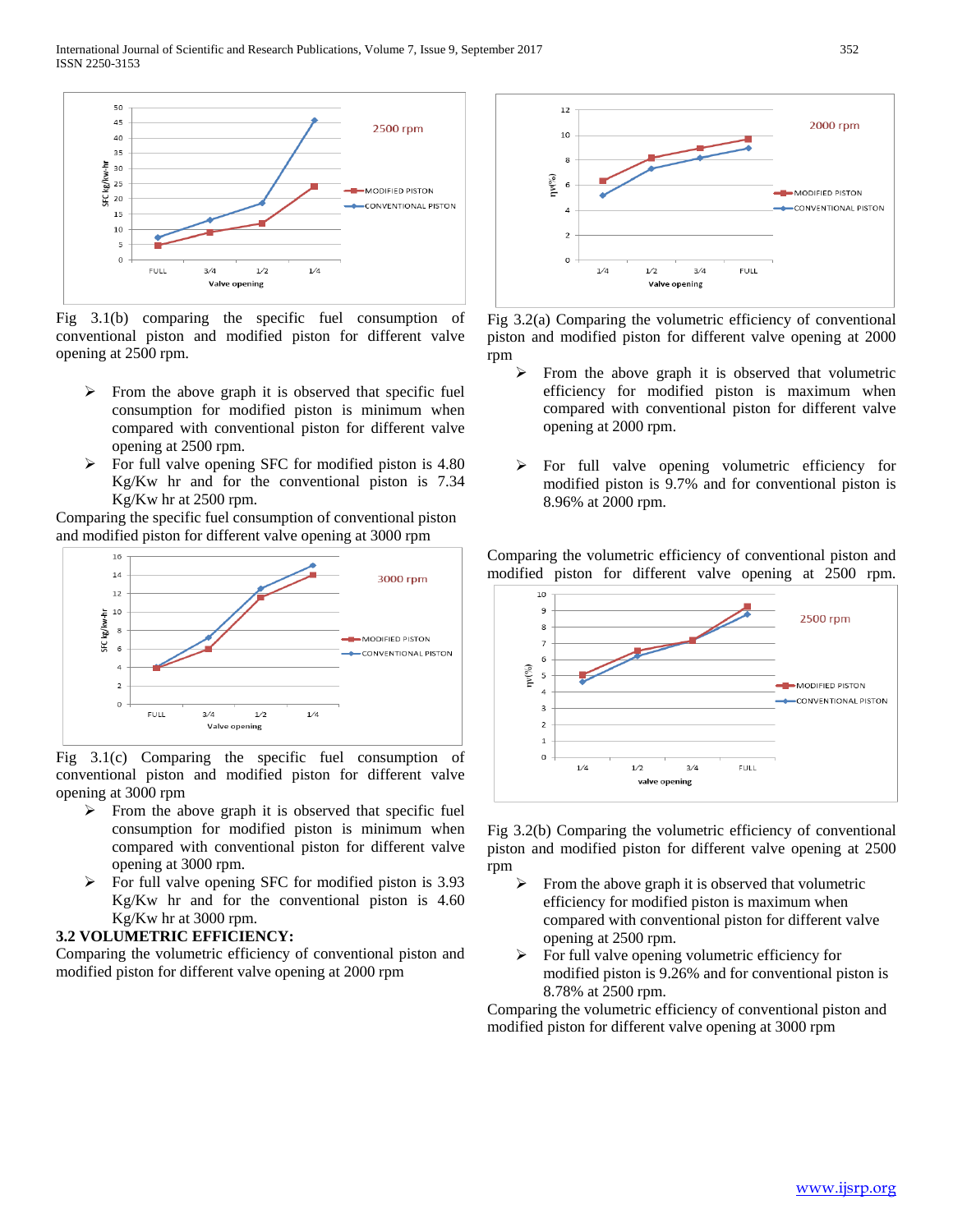Fig 3.1(b) comparing the specific fuel consumption of conventional piston and modified piston for different valve opening at 2500 rpm.

- From the above graph it is observed that specific fuel consumption for modified piston is minimum when compared with conventional piston for different valve opening at 2500 rpm.
- For full valve opening SFC for modified piston is 4.80 Kg/Kw hr and for the conventional piston is 7.34 Kg/Kw hr at 2500 rpm.

Comparing the specific fuel consumption of conventional piston and modified piston for different valve opening at 3000 rpm

Fig 3.1(c) Comparing the specific fuel consumption of conventional piston and modified piston for different valve opening at 3000 rpm

- From the above graph it is observed that specific fuel consumption for modified piston is minimum when compared with conventional piston for different valve opening at 3000 rpm.
- For full valve opening SFC for modified piston is 3.93 Kg/Kw hr and for the conventional piston is 4.60 Kg/Kw hr at 3000 rpm.

### 3.2 VOLUMETRIC EFFICIENCY:

Comparing the volumetric efficiency of conventional piston and modified piston for different valve opening at 2000 rpm

Fig 3.2(a) Comparing the volumetric efficiency of conventional piston and modified piston for different valve opening at 2000 rpm

- From the above graph it is observed that volumetric efficiency for modified piston is maximum when compared with conventional piston for different valve opening at 2000 rpm.
- For full valve opening volumetric efficiency for modified piston is 9.7% and for conventional piston is 8.96% at 2000 rpm.

Comparing the volumetric efficiency of conventional piston and modified piston for different valve opening at 2500 rpm.

Fig 3.2(b) Comparing the volumetric efficiency of conventional piston and modified piston for different valve opening at 2500 rpm

- From the above graph it is observed that volumetric efficiency for modified piston is maximum when compared with conventional piston for different valve opening at 2500 rpm.
- For full valve opening volumetric efficiency for modified piston is 9.26% and for conventional piston is 8.78% at 2500 rpm.

Comparing the volumetric efficiency of conventional piston and modified piston for different valve opening at 3000 rpm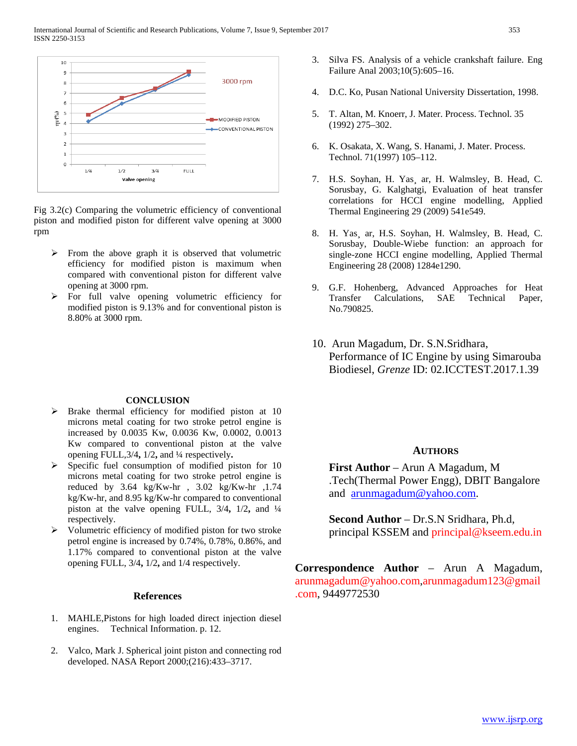Fig 3.2(c) Comparing the volumetric efficiency of conventional piston and modified piston for different valve opening at 3000 rpm

- From the above graph it is observed that volumetric efficiency for modified piston is maximum when compared with conventional piston for different valve opening at 3000 rpm.
- For full valve opening volumetric efficiency for modified piston is 9.13% and for conventional piston is 8.80% at 3000 rpm.

## CONCLUSION

- Brake thermal efficiency for modified piston at 10 microns metal coating for two stroke petrol engine is increased by 0.0035 Kw, 0.0036 Kw, 0.0002, 0.0013 Kw compared to conventional piston at the valve opening FULL,3/4**,** 1/2**,** and ¼ respectively**.**
- Specific fuel consumption of modified piston for 10 microns metal coating for two stroke petrol engine is reduced by 3.64 kg/Kw-hr , 3.02 kg/Kw-hr ,1.74 kg/Kw-hr, and 8.95 kg/Kw-hr compared to conventional piston at the valve opening FULL, 3/4**,** 1/2**,** and ¼ respectively.
- Volumetric efficiency of modified piston for two stroke petrol engine is increased by 0.74%, 0.78%, 0.86%, and 1.17% compared to conventional piston at the valve opening FULL, 3/4**,** 1/2**,** and 1/4 respectively.

## References

1. MAHLE,Pistons for high loaded direct injection diesel engines. Technical Information. p. 12.
2. Valco, Mark J. Spherical joint piston and connecting rod developed. NASA Report 2000;(216):433–3717.
3. Silva FS. Analysis of a vehicle crankshaft failure. Eng Failure Anal 2003;10(5):605–16.
4. D.C. Ko, Pusan National University Dissertation, 1998.
5. T. Altan, M. Knoerr, J. Mater. Process. Technol. 35 (1992) 275–302.
6. K. Osakata, X. Wang, S. Hanami, J. Mater. Process. Technol. 71(1997) 105–112.
7. H.S. Soyhan, H. Yas¸ ar, H. Walmsley, B. Head, C. Sorusbay, G. Kalghatgi, Evaluation of heat transfer correlations for HCCI engine modelling, Applied Thermal Engineering 29 (2009) 541e549.
8. H. Yas¸ ar, H.S. Soyhan, H. Walmsley, B. Head, C. Sorusbay, Double-Wiebe function: an approach for single-zone HCCI engine modelling, Applied Thermal Engineering 28 (2008) 1284e1290.
9. G.F. Hohenberg, Advanced Approaches for Heat Transfer Calculations, SAE Technical Paper, No.790825.
10. Arun Magadum, Dr. S.N.Sridhara, Performance of IC Engine by using Simarouba Biodiesel, *Grenze* ID: 02.ICCTEST.2017.1.39

## AUTHORS

**First Author** – Arun A Magadum, M .Tech(Thermal Power Engg), DBIT Bangalore and arunmagadum@yahoo.com.

**Second Author** – Dr.S.N Sridhara, Ph.d, principal KSSEM and principal@kseem.edu.in

**Correspondence Author** – Arun A Magadum, arunmagadum@yahoo.com,arunmagadum123@gmail.com, 9449772530